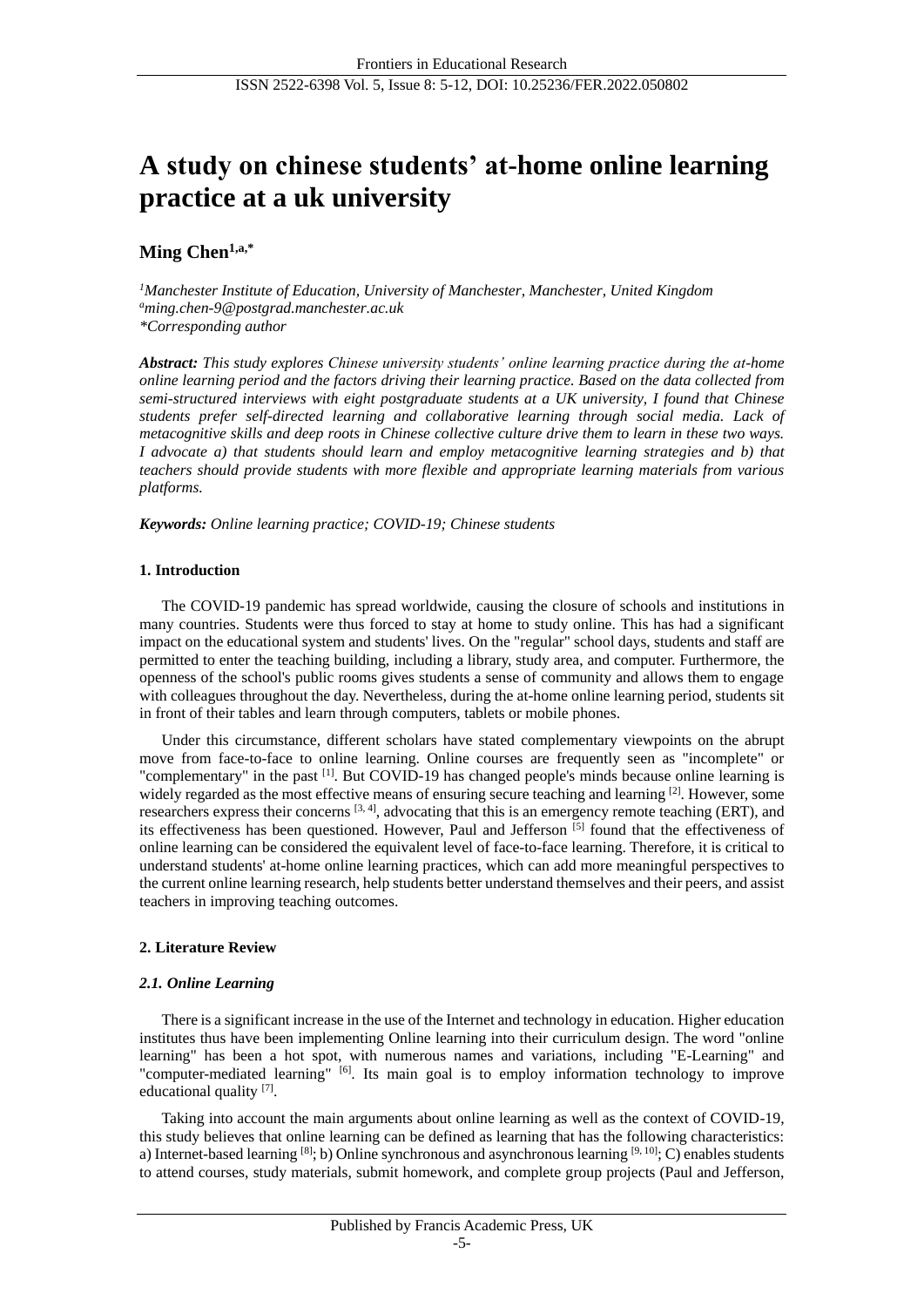# A study on chinese students' at-home online learning practice at a uk university

**Ming Chen**[1,a,*]

[1]*Manchester Institute of Education, University of Manchester, Manchester, United Kingdom*
[a]*ming.chen-9@postgrad.manchester.ac.uk*
*\*Corresponding author*

***Abstract:*** *This study explores Chinese university students' online learning practice during the at-home online learning period and the factors driving their learning practice. Based on the data collected from semi-structured interviews with eight postgraduate students at a UK university, I found that Chinese students prefer self-directed learning and collaborative learning through social media. Lack of metacognitive skills and deep roots in Chinese collective culture drive them to learn in these two ways. I advocate a) that students should learn and employ metacognitive learning strategies and b) that teachers should provide students with more flexible and appropriate learning materials from various platforms.*

***Keywords:*** *Online learning practice; COVID-19; Chinese students*

## 1. Introduction

The COVID-19 pandemic has spread worldwide, causing the closure of schools and institutions in many countries. Students were thus forced to stay at home to study online. This has had a significant impact on the educational system and students' lives. On the "regular" school days, students and staff are permitted to enter the teaching building, including a library, study area, and computer. Furthermore, the openness of the school's public rooms gives students a sense of community and allows them to engage with colleagues throughout the day. Nevertheless, during the at-home online learning period, students sit in front of their tables and learn through computers, tablets or mobile phones.

Under this circumstance, different scholars have stated complementary viewpoints on the abrupt move from face-to-face to online learning. Online courses are frequently seen as "incomplete" or "complementary" in the past [1]. But COVID-19 has changed people's minds because online learning is widely regarded as the most effective means of ensuring secure teaching and learning [2]. However, some researchers express their concerns [3, 4], advocating that this is an emergency remote teaching (ERT), and its effectiveness has been questioned. However, Paul and Jefferson [5] found that the effectiveness of online learning can be considered the equivalent level of face-to-face learning. Therefore, it is critical to understand students' at-home online learning practices, which can add more meaningful perspectives to the current online learning research, help students better understand themselves and their peers, and assist teachers in improving teaching outcomes.

## 2. Literature Review

### *2.1. Online Learning*

There is a significant increase in the use of the Internet and technology in education. Higher education institutes thus have been implementing Online learning into their curriculum design. The word "online learning" has been a hot spot, with numerous names and variations, including "E-Learning" and "computer-mediated learning" [6]. Its main goal is to employ information technology to improve educational quality [7].

Taking into account the main arguments about online learning as well as the context of COVID-19, this study believes that online learning can be defined as learning that has the following characteristics: a) Internet-based learning [8]; b) Online synchronous and asynchronous learning [9, 10]; C) enables students to attend courses, study materials, submit homework, and complete group projects (Paul and Jefferson,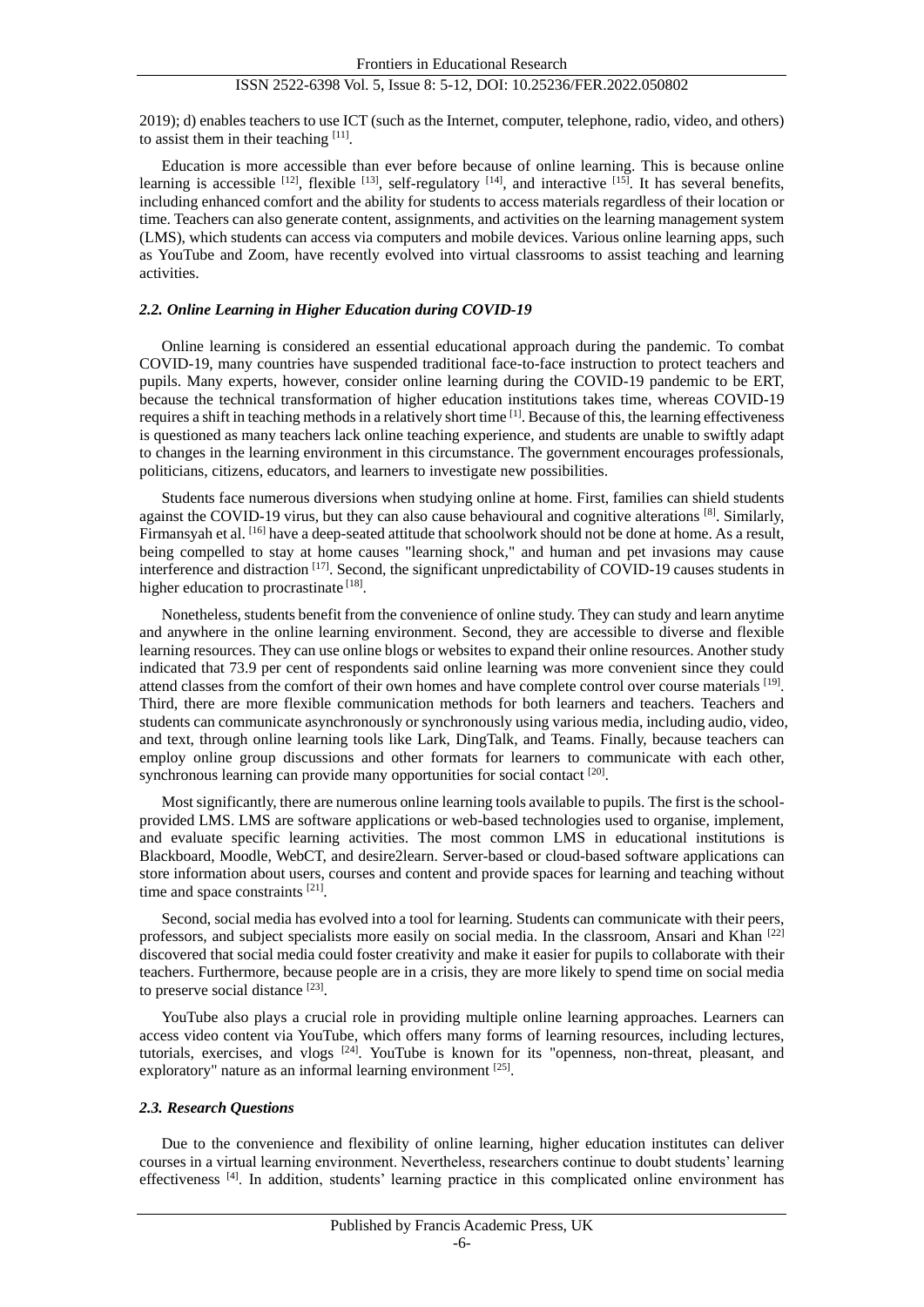2019); d) enables teachers to use ICT (such as the Internet, computer, telephone, radio, video, and others) to assist them in their teaching [11].

Education is more accessible than ever before because of online learning. This is because online learning is accessible [12], flexible [13], self-regulatory [14], and interactive [15]. It has several benefits, including enhanced comfort and the ability for students to access materials regardless of their location or time. Teachers can also generate content, assignments, and activities on the learning management system (LMS), which students can access via computers and mobile devices. Various online learning apps, such as YouTube and Zoom, have recently evolved into virtual classrooms to assist teaching and learning activities.

### *2.2. Online Learning in Higher Education during COVID-19*

Online learning is considered an essential educational approach during the pandemic. To combat COVID-19, many countries have suspended traditional face-to-face instruction to protect teachers and pupils. Many experts, however, consider online learning during the COVID-19 pandemic to be ERT, because the technical transformation of higher education institutions takes time, whereas COVID-19 requires a shift in teaching methods in a relatively short time [1]. Because of this, the learning effectiveness is questioned as many teachers lack online teaching experience, and students are unable to swiftly adapt to changes in the learning environment in this circumstance. The government encourages professionals, politicians, citizens, educators, and learners to investigate new possibilities.

Students face numerous diversions when studying online at home. First, families can shield students against the COVID-19 virus, but they can also cause behavioural and cognitive alterations [8]. Similarly, Firmansyah et al. [16] have a deep-seated attitude that schoolwork should not be done at home. As a result, being compelled to stay at home causes "learning shock," and human and pet invasions may cause interference and distraction [17]. Second, the significant unpredictability of COVID-19 causes students in higher education to procrastinate [18].

Nonetheless, students benefit from the convenience of online study. They can study and learn anytime and anywhere in the online learning environment. Second, they are accessible to diverse and flexible learning resources. They can use online blogs or websites to expand their online resources. Another study indicated that 73.9 per cent of respondents said online learning was more convenient since they could attend classes from the comfort of their own homes and have complete control over course materials [19]. Third, there are more flexible communication methods for both learners and teachers. Teachers and students can communicate asynchronously or synchronously using various media, including audio, video, and text, through online learning tools like Lark, DingTalk, and Teams. Finally, because teachers can employ online group discussions and other formats for learners to communicate with each other, synchronous learning can provide many opportunities for social contact [20].

Most significantly, there are numerous online learning tools available to pupils. The first is the school-provided LMS. LMS are software applications or web-based technologies used to organise, implement, and evaluate specific learning activities. The most common LMS in educational institutions is Blackboard, Moodle, WebCT, and desire2learn. Server-based or cloud-based software applications can store information about users, courses and content and provide spaces for learning and teaching without time and space constraints [21].

Second, social media has evolved into a tool for learning. Students can communicate with their peers, professors, and subject specialists more easily on social media. In the classroom, Ansari and Khan [22] discovered that social media could foster creativity and make it easier for pupils to collaborate with their teachers. Furthermore, because people are in a crisis, they are more likely to spend time on social media to preserve social distance [23].

YouTube also plays a crucial role in providing multiple online learning approaches. Learners can access video content via YouTube, which offers many forms of learning resources, including lectures, tutorials, exercises, and vlogs [24]. YouTube is known for its "openness, non-threat, pleasant, and exploratory" nature as an informal learning environment [25].

### *2.3. Research Questions*

Due to the convenience and flexibility of online learning, higher education institutes can deliver courses in a virtual learning environment. Nevertheless, researchers continue to doubt students' learning effectiveness [4]. In addition, students' learning practice in this complicated online environment has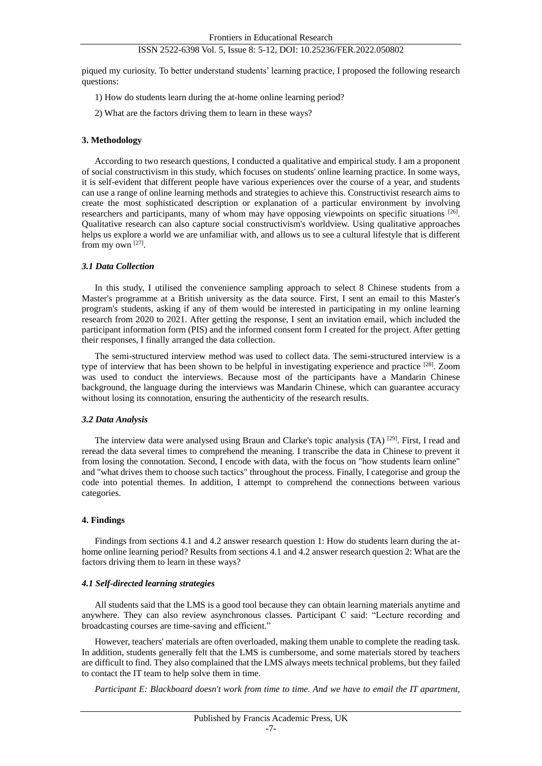piqued my curiosity. To better understand students' learning practice, I proposed the following research questions:

1) How do students learn during the at-home online learning period?

2) What are the factors driving them to learn in these ways?

## 3. Methodology

According to two research questions, I conducted a qualitative and empirical study. I am a proponent of social constructivism in this study, which focuses on students' online learning practice. In some ways, it is self-evident that different people have various experiences over the course of a year, and students can use a range of online learning methods and strategies to achieve this. Constructivist research aims to create the most sophisticated description or explanation of a particular environment by involving researchers and participants, many of whom may have opposing viewpoints on specific situations [26]. Qualitative research can also capture social constructivism's worldview. Using qualitative approaches helps us explore a world we are unfamiliar with, and allows us to see a cultural lifestyle that is different from my own [27].

### *3.1 Data Collection*

In this study, I utilised the convenience sampling approach to select 8 Chinese students from a Master's programme at a British university as the data source. First, I sent an email to this Master's program's students, asking if any of them would be interested in participating in my online learning research from 2020 to 2021. After getting the response, I sent an invitation email, which included the participant information form (PIS) and the informed consent form I created for the project. After getting their responses, I finally arranged the data collection.

The semi-structured interview method was used to collect data. The semi-structured interview is a type of interview that has been shown to be helpful in investigating experience and practice [28]. Zoom was used to conduct the interviews. Because most of the participants have a Mandarin Chinese background, the language during the interviews was Mandarin Chinese, which can guarantee accuracy without losing its connotation, ensuring the authenticity of the research results.

### *3.2 Data Analysis*

The interview data were analysed using Braun and Clarke's topic analysis (TA) [29]. First, I read and reread the data several times to comprehend the meaning. I transcribe the data in Chinese to prevent it from losing the connotation. Second, I encode with data, with the focus on "how students learn online" and "what drives them to choose such tactics" throughout the process. Finally, I categorise and group the code into potential themes. In addition, I attempt to comprehend the connections between various categories.

## 4. Findings

Findings from sections 4.1 and 4.2 answer research question 1: How do students learn during the at-home online learning period? Results from sections 4.1 and 4.2 answer research question 2: What are the factors driving them to learn in these ways?

### *4.1 Self-directed learning strategies*

All students said that the LMS is a good tool because they can obtain learning materials anytime and anywhere. They can also review asynchronous classes. Participant C said: "Lecture recording and broadcasting courses are time-saving and efficient."

However, teachers' materials are often overloaded, making them unable to complete the reading task. In addition, students generally felt that the LMS is cumbersome, and some materials stored by teachers are difficult to find. They also complained that the LMS always meets technical problems, but they failed to contact the IT team to help solve them in time.

*Participant E: Blackboard doesn't work from time to time. And we have to email the IT apartment,*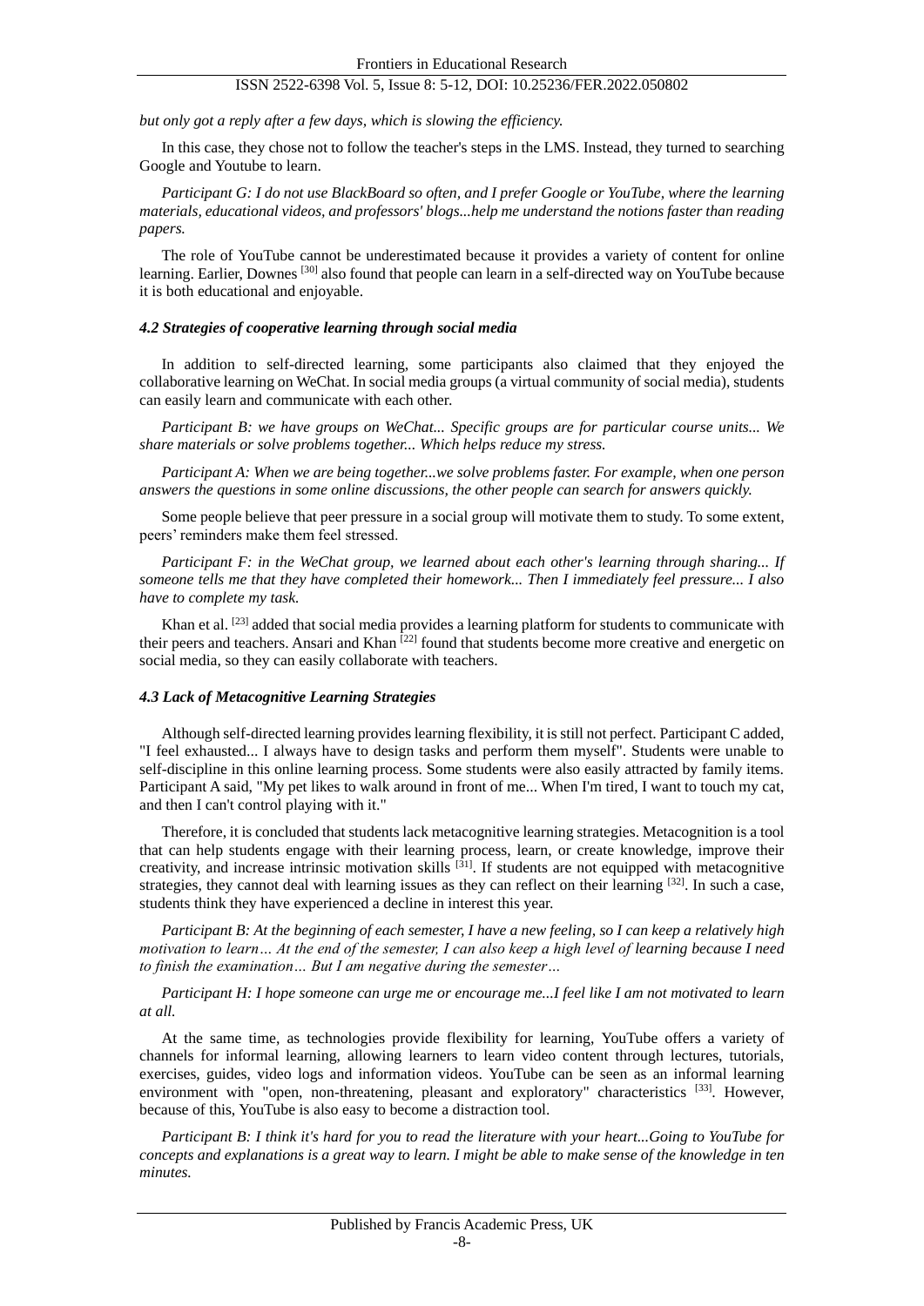*but only got a reply after a few days, which is slowing the efficiency.*

In this case, they chose not to follow the teacher's steps in the LMS. Instead, they turned to searching Google and Youtube to learn.

*Participant G: I do not use BlackBoard so often, and I prefer Google or YouTube, where the learning materials, educational videos, and professors' blogs...help me understand the notions faster than reading papers.*

The role of YouTube cannot be underestimated because it provides a variety of content for online learning. Earlier, Downes [30] also found that people can learn in a self-directed way on YouTube because it is both educational and enjoyable.

#### *4.2 Strategies of cooperative learning through social media*

In addition to self-directed learning, some participants also claimed that they enjoyed the collaborative learning on WeChat. In social media groups (a virtual community of social media), students can easily learn and communicate with each other.

*Participant B: we have groups on WeChat... Specific groups are for particular course units... We share materials or solve problems together... Which helps reduce my stress.*

*Participant A: When we are being together...we solve problems faster. For example, when one person answers the questions in some online discussions, the other people can search for answers quickly.*

Some people believe that peer pressure in a social group will motivate them to study. To some extent, peers' reminders make them feel stressed.

*Participant F: in the WeChat group, we learned about each other's learning through sharing... If someone tells me that they have completed their homework... Then I immediately feel pressure... I also have to complete my task.*

Khan et al. [23] added that social media provides a learning platform for students to communicate with their peers and teachers. Ansari and Khan [22] found that students become more creative and energetic on social media, so they can easily collaborate with teachers.

#### *4.3 Lack of Metacognitive Learning Strategies*

Although self-directed learning provides learning flexibility, it is still not perfect. Participant C added, "I feel exhausted... I always have to design tasks and perform them myself". Students were unable to self-discipline in this online learning process. Some students were also easily attracted by family items. Participant A said, "My pet likes to walk around in front of me... When I'm tired, I want to touch my cat, and then I can't control playing with it."

Therefore, it is concluded that students lack metacognitive learning strategies. Metacognition is a tool that can help students engage with their learning process, learn, or create knowledge, improve their creativity, and increase intrinsic motivation skills [31]. If students are not equipped with metacognitive strategies, they cannot deal with learning issues as they can reflect on their learning [32]. In such a case, students think they have experienced a decline in interest this year.

*Participant B: At the beginning of each semester, I have a new feeling, so I can keep a relatively high motivation to learn… At the end of the semester, I can also keep a high level of learning because I need to finish the examination… But I am negative during the semester…*

*Participant H: I hope someone can urge me or encourage me...I feel like I am not motivated to learn at all.*

At the same time, as technologies provide flexibility for learning, YouTube offers a variety of channels for informal learning, allowing learners to learn video content through lectures, tutorials, exercises, guides, video logs and information videos. YouTube can be seen as an informal learning environment with "open, non-threatening, pleasant and exploratory" characteristics [33]. However, because of this, YouTube is also easy to become a distraction tool.

*Participant B: I think it's hard for you to read the literature with your heart...Going to YouTube for concepts and explanations is a great way to learn. I might be able to make sense of the knowledge in ten minutes.*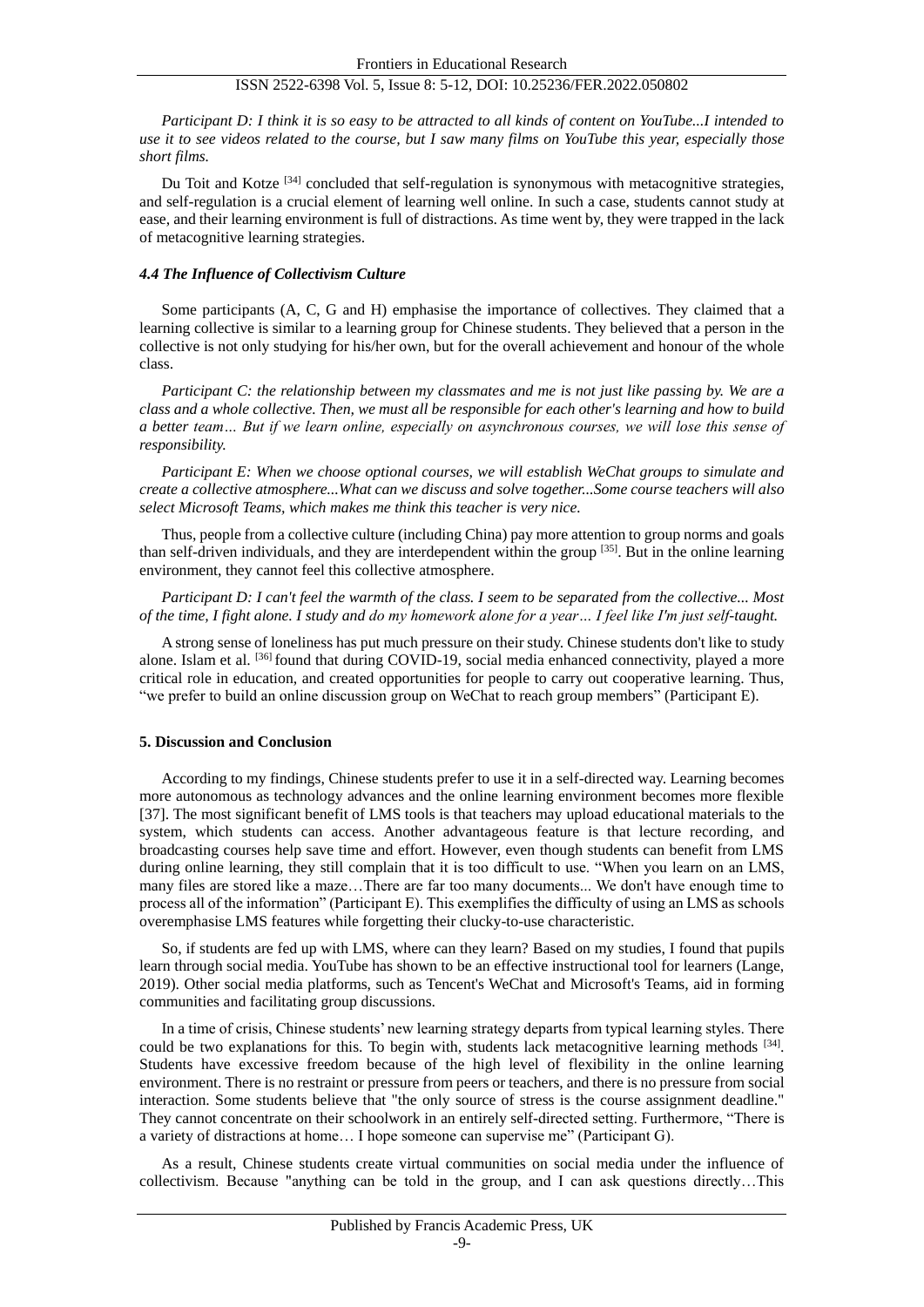*Participant D: I think it is so easy to be attracted to all kinds of content on YouTube...I intended to use it to see videos related to the course, but I saw many films on YouTube this year, especially those short films.*

Du Toit and Kotze [34] concluded that self-regulation is synonymous with metacognitive strategies, and self-regulation is a crucial element of learning well online. In such a case, students cannot study at ease, and their learning environment is full of distractions. As time went by, they were trapped in the lack of metacognitive learning strategies.

### *4.4 The Influence of Collectivism Culture*

Some participants (A, C, G and H) emphasise the importance of collectives. They claimed that a learning collective is similar to a learning group for Chinese students. They believed that a person in the collective is not only studying for his/her own, but for the overall achievement and honour of the whole class.

*Participant C: the relationship between my classmates and me is not just like passing by. We are a class and a whole collective. Then, we must all be responsible for each other's learning and how to build a better team… But if we learn online, especially on asynchronous courses, we will lose this sense of responsibility.*

*Participant E: When we choose optional courses, we will establish WeChat groups to simulate and create a collective atmosphere...What can we discuss and solve together...Some course teachers will also select Microsoft Teams, which makes me think this teacher is very nice.*

Thus, people from a collective culture (including China) pay more attention to group norms and goals than self-driven individuals, and they are interdependent within the group [35]. But in the online learning environment, they cannot feel this collective atmosphere.

*Participant D: I can't feel the warmth of the class. I seem to be separated from the collective... Most of the time, I fight alone. I study and do my homework alone for a year… I feel like I'm just self-taught.*

A strong sense of loneliness has put much pressure on their study. Chinese students don't like to study alone. Islam et al. [36] found that during COVID-19, social media enhanced connectivity, played a more critical role in education, and created opportunities for people to carry out cooperative learning. Thus, "we prefer to build an online discussion group on WeChat to reach group members" (Participant E).

## 5. Discussion and Conclusion

According to my findings, Chinese students prefer to use it in a self-directed way. Learning becomes more autonomous as technology advances and the online learning environment becomes more flexible [37]. The most significant benefit of LMS tools is that teachers may upload educational materials to the system, which students can access. Another advantageous feature is that lecture recording, and broadcasting courses help save time and effort. However, even though students can benefit from LMS during online learning, they still complain that it is too difficult to use. "When you learn on an LMS, many files are stored like a maze…There are far too many documents... We don't have enough time to process all of the information" (Participant E). This exemplifies the difficulty of using an LMS as schools overemphasise LMS features while forgetting their clucky-to-use characteristic.

So, if students are fed up with LMS, where can they learn? Based on my studies, I found that pupils learn through social media. YouTube has shown to be an effective instructional tool for learners (Lange, 2019). Other social media platforms, such as Tencent's WeChat and Microsoft's Teams, aid in forming communities and facilitating group discussions.

In a time of crisis, Chinese students' new learning strategy departs from typical learning styles. There could be two explanations for this. To begin with, students lack metacognitive learning methods [34]. Students have excessive freedom because of the high level of flexibility in the online learning environment. There is no restraint or pressure from peers or teachers, and there is no pressure from social interaction. Some students believe that "the only source of stress is the course assignment deadline." They cannot concentrate on their schoolwork in an entirely self-directed setting. Furthermore, "There is a variety of distractions at home… I hope someone can supervise me" (Participant G).

As a result, Chinese students create virtual communities on social media under the influence of collectivism. Because "anything can be told in the group, and I can ask questions directly…This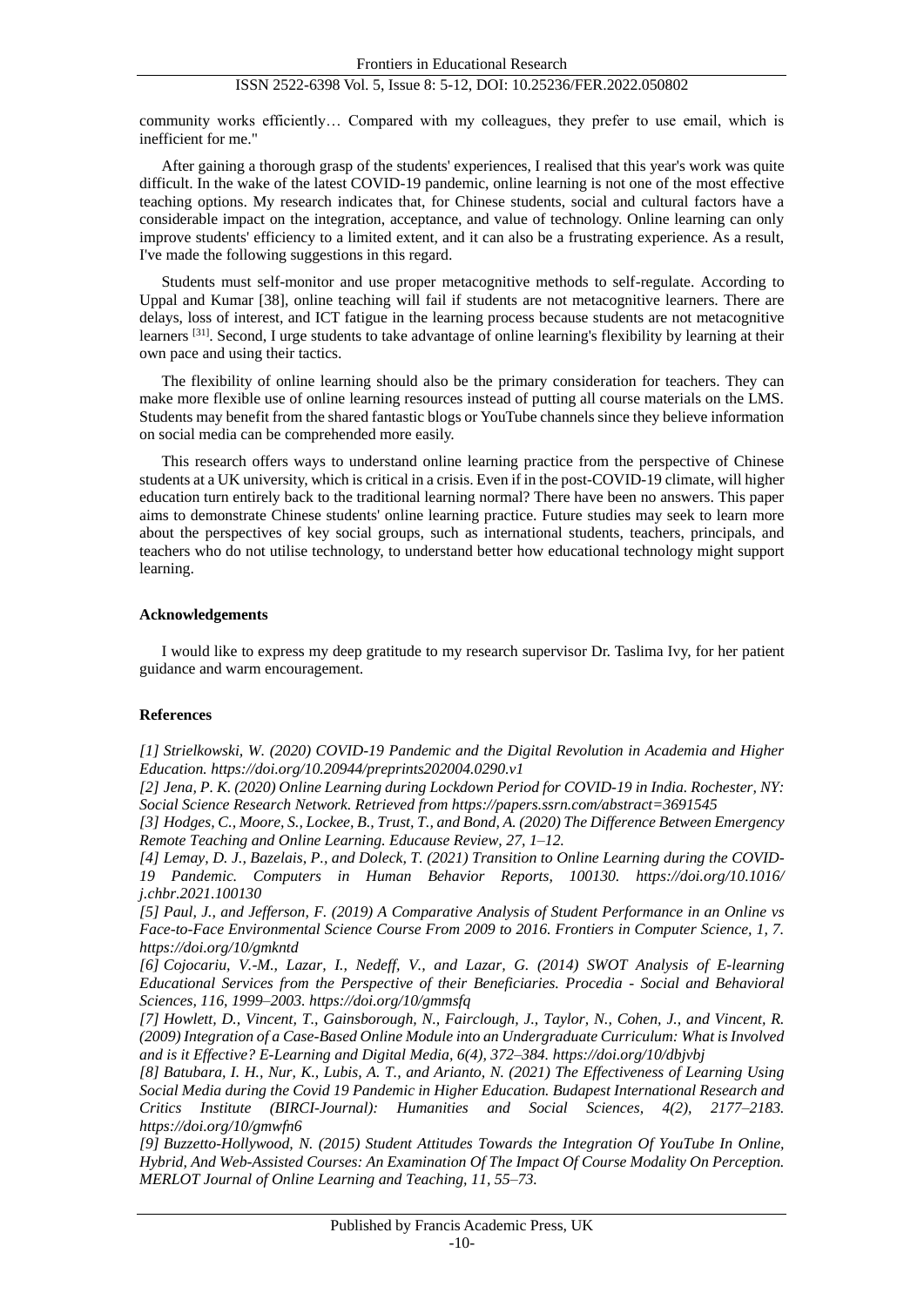community works efficiently… Compared with my colleagues, they prefer to use email, which is inefficient for me."

After gaining a thorough grasp of the students' experiences, I realised that this year's work was quite difficult. In the wake of the latest COVID-19 pandemic, online learning is not one of the most effective teaching options. My research indicates that, for Chinese students, social and cultural factors have a considerable impact on the integration, acceptance, and value of technology. Online learning can only improve students' efficiency to a limited extent, and it can also be a frustrating experience. As a result, I've made the following suggestions in this regard.

Students must self-monitor and use proper metacognitive methods to self-regulate. According to Uppal and Kumar [38], online teaching will fail if students are not metacognitive learners. There are delays, loss of interest, and ICT fatigue in the learning process because students are not metacognitive learners [31]. Second, I urge students to take advantage of online learning's flexibility by learning at their own pace and using their tactics.

The flexibility of online learning should also be the primary consideration for teachers. They can make more flexible use of online learning resources instead of putting all course materials on the LMS. Students may benefit from the shared fantastic blogs or YouTube channels since they believe information on social media can be comprehended more easily.

This research offers ways to understand online learning practice from the perspective of Chinese students at a UK university, which is critical in a crisis. Even if in the post-COVID-19 climate, will higher education turn entirely back to the traditional learning normal? There have been no answers. This paper aims to demonstrate Chinese students' online learning practice. Future studies may seek to learn more about the perspectives of key social groups, such as international students, teachers, principals, and teachers who do not utilise technology, to understand better how educational technology might support learning.

#### Acknowledgements

I would like to express my deep gratitude to my research supervisor Dr. Taslima Ivy, for her patient guidance and warm encouragement.

#### References

*[1] Strielkowski, W. (2020) COVID-19 Pandemic and the Digital Revolution in Academia and Higher Education. https://doi.org/10.20944/preprints202004.0290.v1*

*[2] Jena, P. K. (2020) Online Learning during Lockdown Period for COVID-19 in India. Rochester, NY: Social Science Research Network. Retrieved from https://papers.ssrn.com/abstract=3691545*

*[3] Hodges, C., Moore, S., Lockee, B., Trust, T., and Bond, A. (2020) The Difference Between Emergency Remote Teaching and Online Learning. Educause Review, 27, 1–12.*

*[4] Lemay, D. J., Bazelais, P., and Doleck, T. (2021) Transition to Online Learning during the COVID-19 Pandemic. Computers in Human Behavior Reports, 100130. https://doi.org/10.1016/j.chbr.2021.100130*

*[5] Paul, J., and Jefferson, F. (2019) A Comparative Analysis of Student Performance in an Online vs Face-to-Face Environmental Science Course From 2009 to 2016. Frontiers in Computer Science, 1, 7. https://doi.org/10/gmkntd*

*[6] Cojocariu, V.-M., Lazar, I., Nedeff, V., and Lazar, G. (2014) SWOT Analysis of E-learning Educational Services from the Perspective of their Beneficiaries. Procedia - Social and Behavioral Sciences, 116, 1999–2003. https://doi.org/10/gmmsfq*

*[7] Howlett, D., Vincent, T., Gainsborough, N., Fairclough, J., Taylor, N., Cohen, J., and Vincent, R. (2009) Integration of a Case-Based Online Module into an Undergraduate Curriculum: What is Involved and is it Effective? E-Learning and Digital Media, 6(4), 372–384. https://doi.org/10/dbjvbj*

*[8] Batubara, I. H., Nur, K., Lubis, A. T., and Arianto, N. (2021) The Effectiveness of Learning Using Social Media during the Covid 19 Pandemic in Higher Education. Budapest International Research and Critics Institute (BIRCI-Journal): Humanities and Social Sciences, 4(2), 2177–2183. https://doi.org/10/gmwfn6*

*[9] Buzzetto-Hollywood, N. (2015) Student Attitudes Towards the Integration Of YouTube In Online, Hybrid, And Web-Assisted Courses: An Examination Of The Impact Of Course Modality On Perception. MERLOT Journal of Online Learning and Teaching, 11, 55–73.*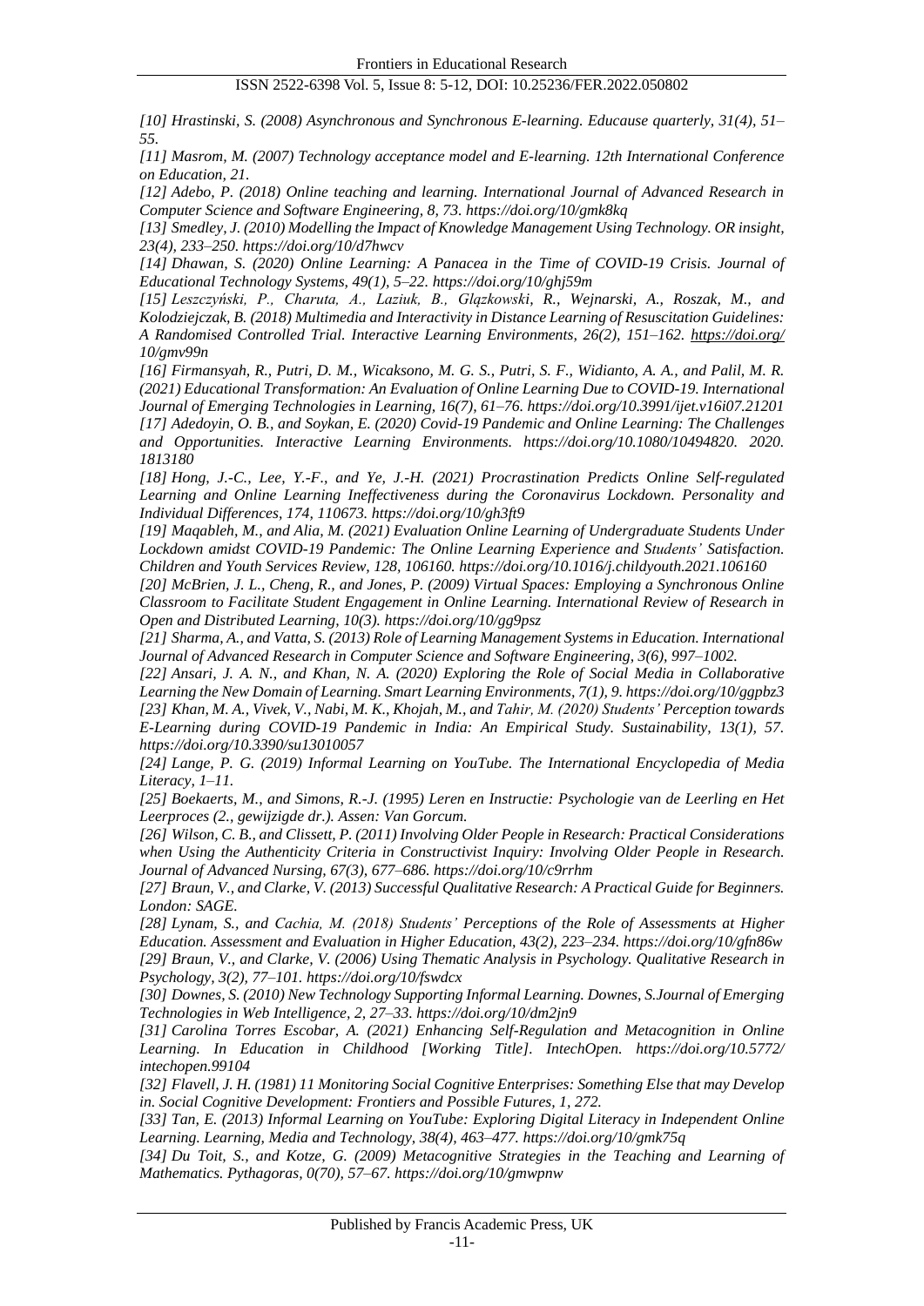[10] Hrastinski, S. (2008) Asynchronous and Synchronous E-learning. Educause quarterly, 31(4), 51–55.

[11] Masrom, M. (2007) Technology acceptance model and E-learning. 12th International Conference on Education, 21.

[12] Adebo, P. (2018) Online teaching and learning. International Journal of Advanced Research in Computer Science and Software Engineering, 8, 73. https://doi.org/10/gmk8kq

[13] Smedley, J. (2010) Modelling the Impact of Knowledge Management Using Technology. OR insight, 23(4), 233–250. https://doi.org/10/d7hwcv

[14] Dhawan, S. (2020) Online Learning: A Panacea in the Time of COVID-19 Crisis. Journal of Educational Technology Systems, 49(1), 5–22. https://doi.org/10/ghj59m

[15] Leszczyński, P., Charuta, A., Laziuk, B., Gląkowski, R., Wejnarski, A., Roszak, M., and Kolodziejczak, B. (2018) Multimedia and Interactivity in Distance Learning of Resuscitation Guidelines: A Randomised Controlled Trial. Interactive Learning Environments, 26(2), 151–162. https://doi.org/10/gmv99n

[16] Firmansyah, R., Putri, D. M., Wicaksono, M. G. S., Putri, S. F., Widianto, A. A., and Palil, M. R. (2021) Educational Transformation: An Evaluation of Online Learning Due to COVID-19. International Journal of Emerging Technologies in Learning, 16(7), 61–76. https://doi.org/10.3991/ijet.v16i07.21201

[17] Adedoyin, O. B., and Soykan, E. (2020) Covid-19 Pandemic and Online Learning: The Challenges and Opportunities. Interactive Learning Environments. https://doi.org/10.1080/10494820. 2020. 1813180

[18] Hong, J.-C., Lee, Y.-F., and Ye, J.-H. (2021) Procrastination Predicts Online Self-regulated Learning and Online Learning Ineffectiveness during the Coronavirus Lockdown. Personality and Individual Differences, 174, 110673. https://doi.org/10/gh3ft9

[19] Maqableh, M., and Alia, M. (2021) Evaluation Online Learning of Undergraduate Students Under Lockdown amidst COVID-19 Pandemic: The Online Learning Experience and Students' Satisfaction. Children and Youth Services Review, 128, 106160. https://doi.org/10.1016/j.childyouth.2021.106160

[20] McBrien, J. L., Cheng, R., and Jones, P. (2009) Virtual Spaces: Employing a Synchronous Online Classroom to Facilitate Student Engagement in Online Learning. International Review of Research in Open and Distributed Learning, 10(3). https://doi.org/10/gg9psz

[21] Sharma, A., and Vatta, S. (2013) Role of Learning Management Systems in Education. International Journal of Advanced Research in Computer Science and Software Engineering, 3(6), 997–1002.

[22] Ansari, J. A. N., and Khan, N. A. (2020) Exploring the Role of Social Media in Collaborative Learning the New Domain of Learning. Smart Learning Environments, 7(1), 9. https://doi.org/10/ggpbz3

[23] Khan, M. A., Vivek, V., Nabi, M. K., Khojah, M., and Tahir, M. (2020) Students' Perception towards E-Learning during COVID-19 Pandemic in India: An Empirical Study. Sustainability, 13(1), 57. https://doi.org/10.3390/su13010057

[24] Lange, P. G. (2019) Informal Learning on YouTube. The International Encyclopedia of Media Literacy, 1–11.

[25] Boekaerts, M., and Simons, R.-J. (1995) Leren en Instructie: Psychologie van de Leerling en Het Leerproces (2., gewijzigde dr.). Assen: Van Gorcum.

[26] Wilson, C. B., and Clissett, P. (2011) Involving Older People in Research: Practical Considerations when Using the Authenticity Criteria in Constructivist Inquiry: Involving Older People in Research. Journal of Advanced Nursing, 67(3), 677–686. https://doi.org/10/c9rrhm

[27] Braun, V., and Clarke, V. (2013) Successful Qualitative Research: A Practical Guide for Beginners. London: SAGE.

[28] Lynam, S., and Cachia, M. (2018) Students' Perceptions of the Role of Assessments at Higher Education. Assessment and Evaluation in Higher Education, 43(2), 223–234. https://doi.org/10/gfn86w

[29] Braun, V., and Clarke, V. (2006) Using Thematic Analysis in Psychology. Qualitative Research in Psychology, 3(2), 77–101. https://doi.org/10/fswdcx

[30] Downes, S. (2010) New Technology Supporting Informal Learning. Downes, S.Journal of Emerging Technologies in Web Intelligence, 2, 27–33. https://doi.org/10/dm2jn9

[31] Carolina Torres Escobar, A. (2021) Enhancing Self-Regulation and Metacognition in Online Learning. In Education in Childhood [Working Title]. IntechOpen. https://doi.org/10.5772/ intechopen.99104

[32] Flavell, J. H. (1981) 11 Monitoring Social Cognitive Enterprises: Something Else that may Develop in. Social Cognitive Development: Frontiers and Possible Futures, 1, 272.

[33] Tan, E. (2013) Informal Learning on YouTube: Exploring Digital Literacy in Independent Online Learning. Learning, Media and Technology, 38(4), 463–477. https://doi.org/10/gmk75q

[34] Du Toit, S., and Kotze, G. (2009) Metacognitive Strategies in the Teaching and Learning of Mathematics. Pythagoras, 0(70), 57–67. https://doi.org/10/gmwpnw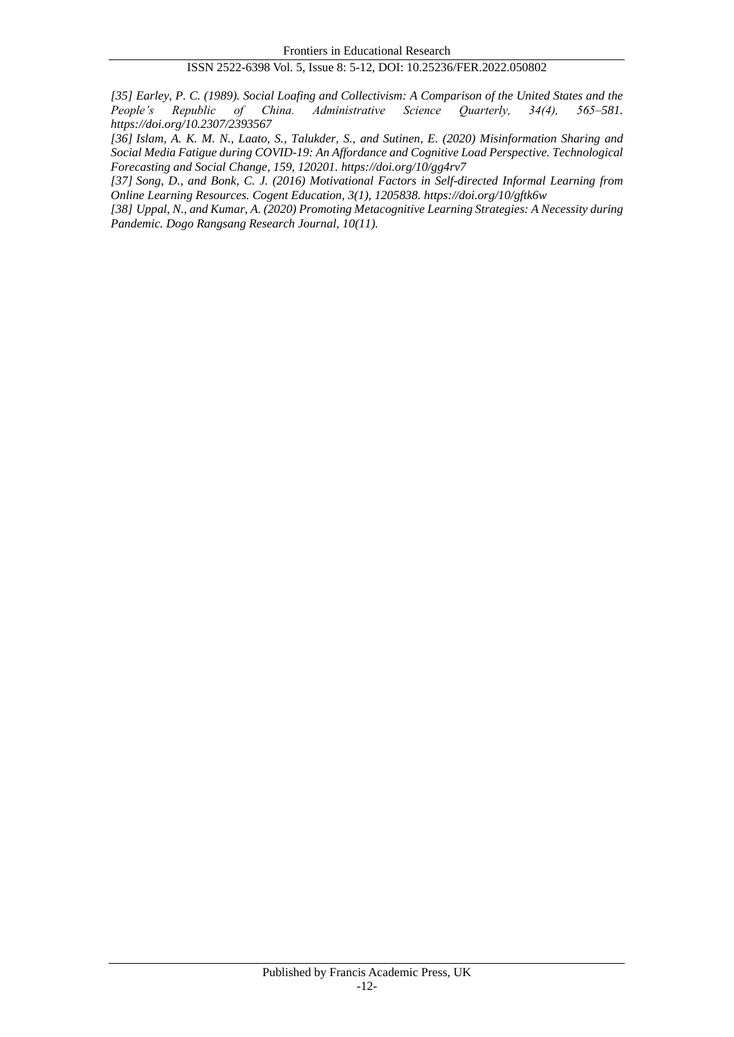*[35] Earley, P. C. (1989). Social Loafing and Collectivism: A Comparison of the United States and the People's Republic of China. Administrative Science Quarterly, 34(4), 565–581. https://doi.org/10.2307/2393567*

*[36] Islam, A. K. M. N., Laato, S., Talukder, S., and Sutinen, E. (2020) Misinformation Sharing and Social Media Fatigue during COVID-19: An Affordance and Cognitive Load Perspective. Technological Forecasting and Social Change, 159, 120201. https://doi.org/10/gg4rv7*

*[37] Song, D., and Bonk, C. J. (2016) Motivational Factors in Self-directed Informal Learning from Online Learning Resources. Cogent Education, 3(1), 1205838. https://doi.org/10/gftk6w*

*[38] Uppal, N., and Kumar, A. (2020) Promoting Metacognitive Learning Strategies: A Necessity during Pandemic. Dogo Rangsang Research Journal, 10(11).*